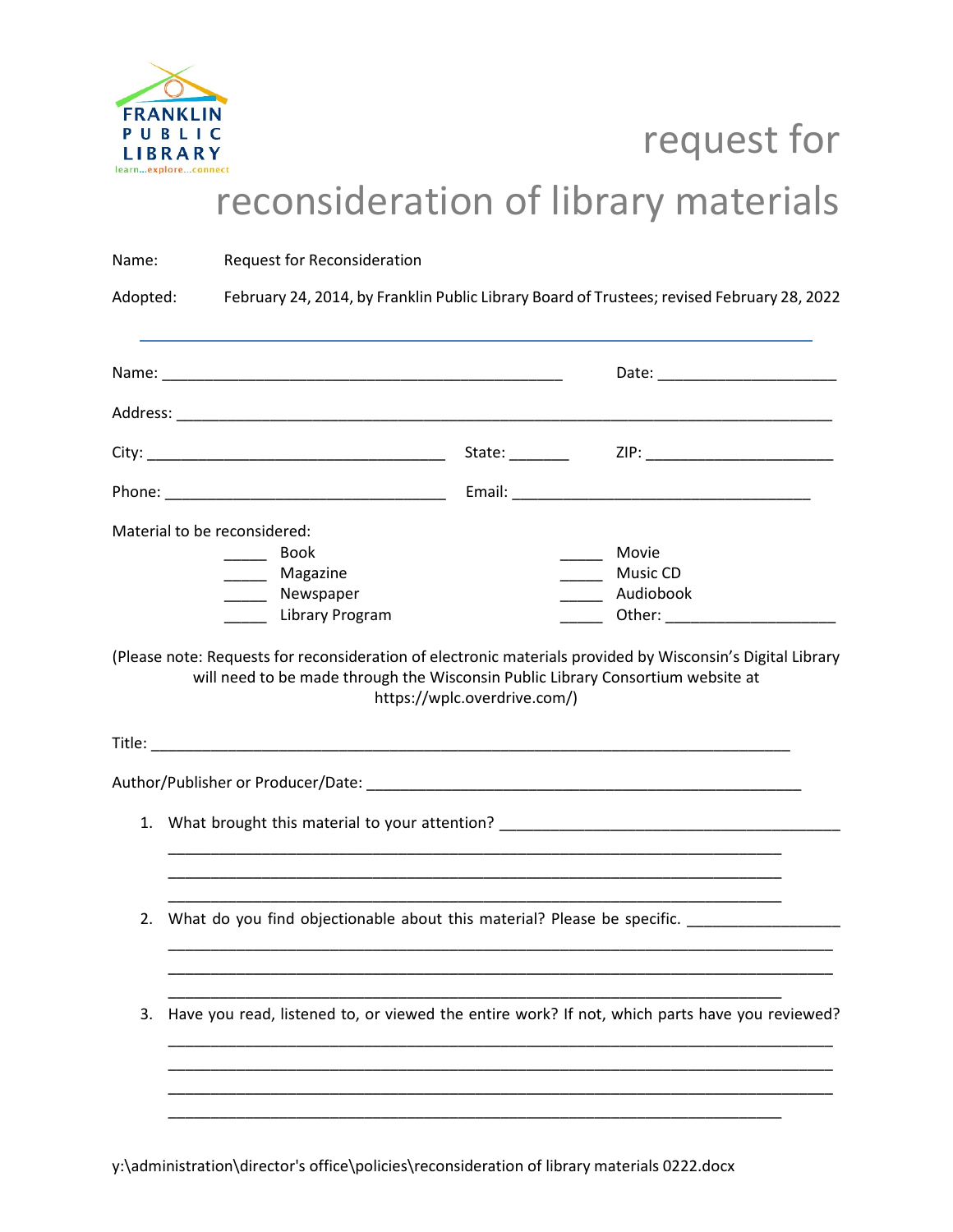FRANKLIN PUBLIC LIBRARY
learn...explore...connect

# request for reconsideration of library materials

Name: Request for Reconsideration

Adopted: February 24, 2014, by Franklin Public Library Board of Trustees; revised February 28, 2022

---

Name: ______________________________________________ Date: ____________________

Address: __________________________________________________________________________

City: __________________________________ State: _______ ZIP: _____________________

Phone: ________________________________ Email: __________________________________

Material to be reconsidered:

_____ Book
_____ Magazine
_____ Newspaper
_____ Library Program
_____ Movie
_____ Music CD
_____ Audiobook
_____ Other: ____________________

(Please note: Requests for reconsideration of electronic materials provided by Wisconsin's Digital Library will need to be made through the Wisconsin Public Library Consortium website at https://wplc.overdrive.com/)

Title: __________________________________________________________________________

Author/Publisher or Producer/Date: ______________________________________________

1. What brought this material to your attention? _______________________________________
   ______________________________________________________________________________
   ______________________________________________________________________________
   ______________________________________________________________________________

2. What do you find objectionable about this material? Please be specific. ________________
   ______________________________________________________________________________
   ______________________________________________________________________________
   ______________________________________________________________________________

3. Have you read, listened to, or viewed the entire work? If not, which parts have you reviewed?
   ______________________________________________________________________________
   ______________________________________________________________________________
   ______________________________________________________________________________
   ______________________________________________________________________________

y:\administration\director's office\policies\reconsideration of library materials 0222.docx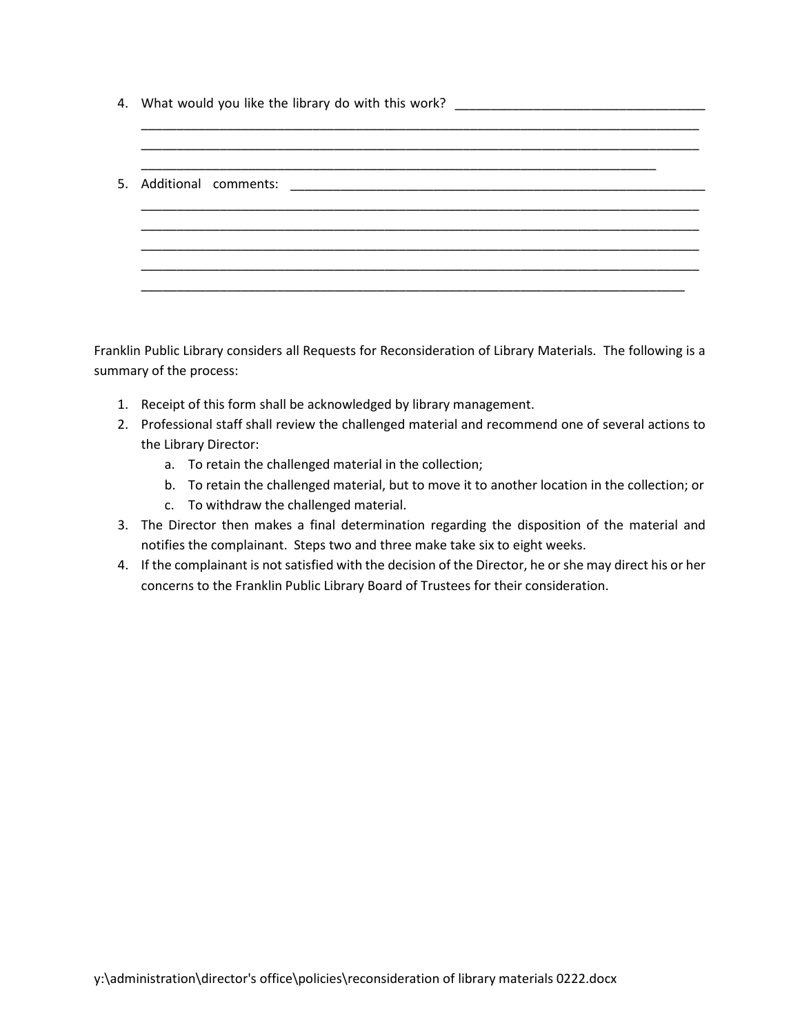4. What would you like the library do with this work? ___________________________________
_______________________________________________________________________________
_______________________________________________________________________________
___________________________________________________________________________

5. Additional comments: ____________________________________________________________
_______________________________________________________________________________
_______________________________________________________________________________
_______________________________________________________________________________
_______________________________________________________________________________
_____________________________________________________________________________

Franklin Public Library considers all Requests for Reconsideration of Library Materials. The following is a summary of the process:

1. Receipt of this form shall be acknowledged by library management.
2. Professional staff shall review the challenged material and recommend one of several actions to the Library Director:
   a. To retain the challenged material in the collection;
   b. To retain the challenged material, but to move it to another location in the collection; or
   c. To withdraw the challenged material.
3. The Director then makes a final determination regarding the disposition of the material and notifies the complainant. Steps two and three make take six to eight weeks.
4. If the complainant is not satisfied with the decision of the Director, he or she may direct his or her concerns to the Franklin Public Library Board of Trustees for their consideration.

y:\administration\director's office\policies\reconsideration of library materials 0222.docx